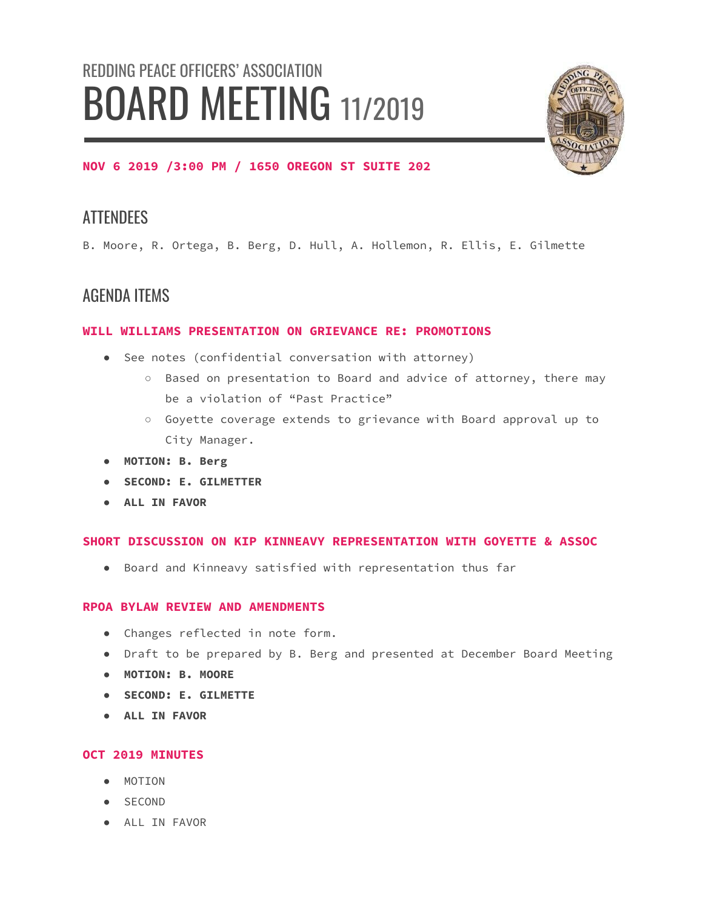REDDING PEACE OFFICERS' ASSOCIATION

# BOARD MEETING 11/2019

**NOV 6 2019 /3:00 PM / 1650 OREGON ST SUITE 202**

## ATTENDEES

B. Moore, R. Ortega, B. Berg, D. Hull, A. Hollemon, R. Ellis, E. Gilmette

## AGENDA ITEMS

### WILL WILLIAMS PRESENTATION ON GRIEVANCE RE: PROMOTIONS

- See notes (confidential conversation with attorney)
  - Based on presentation to Board and advice of attorney, there may be a violation of "Past Practice"
  - Goyette coverage extends to grievance with Board approval up to City Manager.
- **MOTION: B. Berg**
- **SECOND: E. GILMETTER**
- **ALL IN FAVOR**

### SHORT DISCUSSION ON KIP KINNEAVY REPRESENTATION WITH GOYETTE & ASSOC

- Board and Kinneavy satisfied with representation thus far

### RPOA BYLAW REVIEW AND AMENDMENTS

- Changes reflected in note form.
- Draft to be prepared by B. Berg and presented at December Board Meeting
- **MOTION: B. MOORE**
- **SECOND: E. GILMETTE**
- **ALL IN FAVOR**

### OCT 2019 MINUTES

- MOTION
- SECOND
- ALL IN FAVOR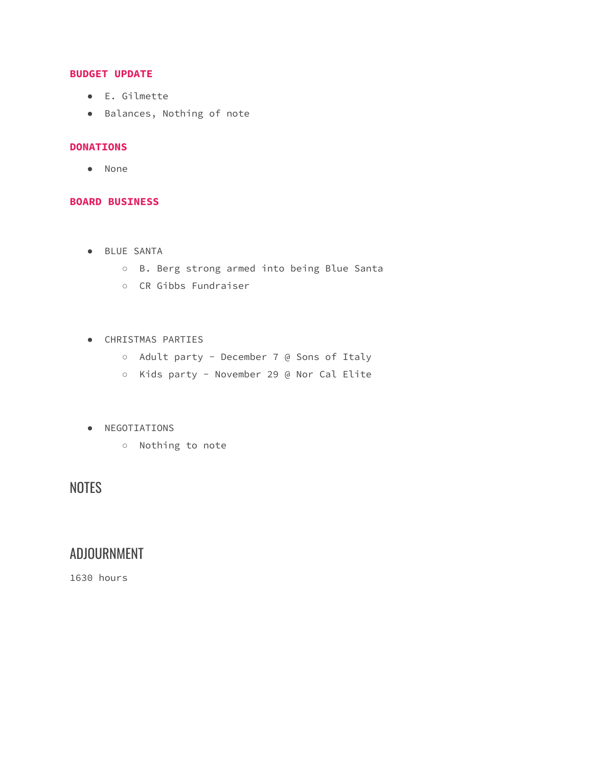## BUDGET UPDATE

- E. Gilmette
- Balances, Nothing of note

## DONATIONS

- None

## BOARD BUSINESS

- BLUE SANTA
  - B. Berg strong armed into being Blue Santa
  - CR Gibbs Fundraiser

- CHRISTMAS PARTIES
  - Adult party - December 7 @ Sons of Italy
  - Kids party - November 29 @ Nor Cal Elite

- NEGOTIATIONS
  - Nothing to note

# NOTES

# ADJOURNMENT

1630 hours